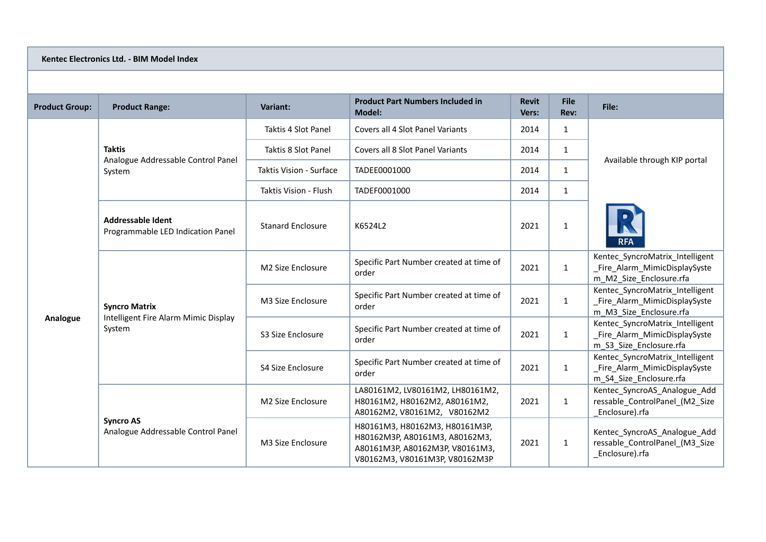**Kentec Electronics Ltd. - BIM Model Index**

| Product Group: | Product Range: | Variant: | Product Part Numbers Included in Model: | Revit Vers: | File Rev: | File: |
|---|---|---|---|---|---|---|
| Analogue | **Taktis** Analogue Addressable Control Panel System | Taktis 4 Slot Panel | Covers all 4 Slot Panel Variants | 2014 | 1 | Available through KIP portal |
| | | Taktis 8 Slot Panel | Covers all 8 Slot Panel Variants | 2014 | 1 | |
| | | Taktis Vision - Surface | TADEE0001000 | 2014 | 1 | |
| | | Taktis Vision - Flush | TADEF0001000 | 2014 | 1 | |
| | **Addressable Ident** Programmable LED Indication Panel | Stanard Enclosure | K6524L2 | 2021 | 1 | RFA |
| | **Syncro Matrix** Intelligent Fire Alarm Mimic Display System | M2 Size Enclosure | Specific Part Number created at time of order | 2021 | 1 | Kentec_SyncroMatrix_Intelligent_Fire_Alarm_MimicDisplaySystem_M2_Size_Enclosure.rfa |
| | | M3 Size Enclosure | Specific Part Number created at time of order | 2021 | 1 | Kentec_SyncroMatrix_Intelligent_Fire_Alarm_MimicDisplaySystem_M3_Size_Enclosure.rfa |
| | | S3 Size Enclosure | Specific Part Number created at time of order | 2021 | 1 | Kentec_SyncroMatrix_Intelligent_Fire_Alarm_MimicDisplaySystem_S3_Size_Enclosure.rfa |
| | | S4 Size Enclosure | Specific Part Number created at time of order | 2021 | 1 | Kentec_SyncroMatrix_Intelligent_Fire_Alarm_MimicDisplaySystem_S4_Size_Enclosure.rfa |
| | **Syncro AS** Analogue Addressable Control Panel | M2 Size Enclosure | LA80161M2, LV80161M2, LH80161M2, H80161M2, H80162M2, A80161M2, A80162M2, V80161M2, V80162M2 | 2021 | 1 | Kentec_SyncroAS_Analogue_Addressable_ControlPanel_(M2_Size_Enclosure).rfa |
| | | M3 Size Enclosure | H80161M3, H80162M3, H80161M3P, H80162M3P, A80161M3, A80162M3, A80161M3P, A80162M3P, V80161M3, V80162M3, V80161M3P, V80162M3P | 2021 | 1 | Kentec_SyncroAS_Analogue_Addressable_ControlPanel_(M3_Size_Enclosure).rfa |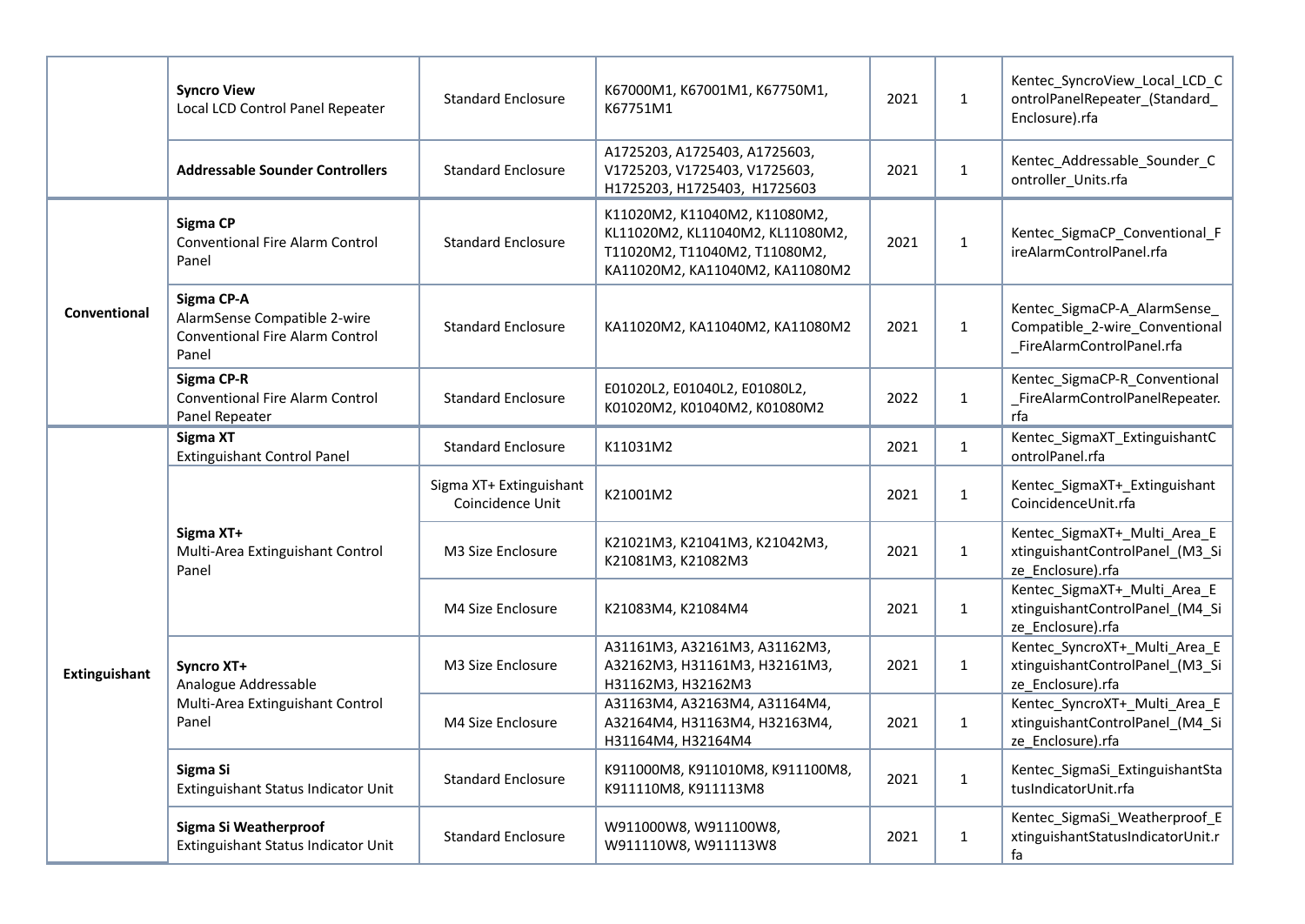| | | | | | | |
|---|---|---|---|---|---|---|
| | **Syncro View**<br>Local LCD Control Panel Repeater | Standard Enclosure | K67000M1, K67001M1, K67750M1, K67751M1 | 2021 | 1 | Kentec_SyncroView_Local_LCD_ControlPanelRepeater_(Standard_Enclosure).rfa |
| | **Addressable Sounder Controllers** | Standard Enclosure | A1725203, A1725403, A1725603, V1725203, V1725403, V1725603, H1725203, H1725403, H1725603 | 2021 | 1 | Kentec_Addressable_Sounder_Controller_Units.rfa |
| **Conventional** | **Sigma CP**<br>Conventional Fire Alarm Control Panel | Standard Enclosure | K11020M2, K11040M2, K11080M2, KL11020M2, KL11040M2, KL11080M2, T11020M2, T11040M2, T11080M2, KA11020M2, KA11040M2, KA11080M2 | 2021 | 1 | Kentec_SigmaCP_Conventional_FireAlarmControlPanel.rfa |
| | **Sigma CP-A**<br>AlarmSense Compatible 2-wire Conventional Fire Alarm Control Panel | Standard Enclosure | KA11020M2, KA11040M2, KA11080M2 | 2021 | 1 | Kentec_SigmaCP-A_AlarmSense_Compatible_2-wire_Conventional_FireAlarmControlPanel.rfa |
| | **Sigma CP-R**<br>Conventional Fire Alarm Control Panel Repeater | Standard Enclosure | E01020L2, E01040L2, E01080L2, K01020M2, K01040M2, K01080M2 | 2022 | 1 | Kentec_SigmaCP-R_Conventional_FireAlarmControlPanelRepeater.rfa |
| **Extinguishant** | **Sigma XT**<br>Extinguishant Control Panel | Standard Enclosure | K11031M2 | 2021 | 1 | Kentec_SigmaXT_ExtinguishantControlPanel.rfa |
| | **Sigma XT+**<br>Multi-Area Extinguishant Control Panel | Sigma XT+ Extinguishant Coincidence Unit | K21001M2 | 2021 | 1 | Kentec_SigmaXT+_ExtinguishantCoincidenceUnit.rfa |
| | | M3 Size Enclosure | K21021M3, K21041M3, K21042M3, K21081M3, K21082M3 | 2021 | 1 | Kentec_SigmaXT+_Multi_Area_ExtinguishantControlPanel_(M3_Size_Enclosure).rfa |
| | | M4 Size Enclosure | K21083M4, K21084M4 | 2021 | 1 | Kentec_SigmaXT+_Multi_Area_ExtinguishantControlPanel_(M4_Size_Enclosure).rfa |
| | **Syncro XT+**<br>Analogue Addressable Multi-Area Extinguishant Control Panel | M3 Size Enclosure | A31161M3, A32161M3, A31162M3, A32162M3, H31161M3, H32161M3, H31162M3, H32162M3 | 2021 | 1 | Kentec_SyncroXT+_Multi_Area_ExtinguishantControlPanel_(M3_Size_Enclosure).rfa |
| | | M4 Size Enclosure | A31163M4, A32163M4, A31164M4, A32164M4, H31163M4, H32163M4, H31164M4, H32164M4 | 2021 | 1 | Kentec_SyncroXT+_Multi_Area_ExtinguishantControlPanel_(M4_Size_Enclosure).rfa |
| | **Sigma Si**<br>Extinguishant Status Indicator Unit | Standard Enclosure | K911000M8, K911010M8, K911100M8, K911110M8, K911113M8 | 2021 | 1 | Kentec_SigmaSi_ExtinguishantStatusIndicatorUnit.rfa |
| | **Sigma Si Weatherproof**<br>Extinguishant Status Indicator Unit | Standard Enclosure | W911000W8, W911100W8, W911110W8, W911113W8 | 2021 | 1 | Kentec_SigmaSi_Weatherproof_ExtinguishantStatusIndicatorUnit.rfa |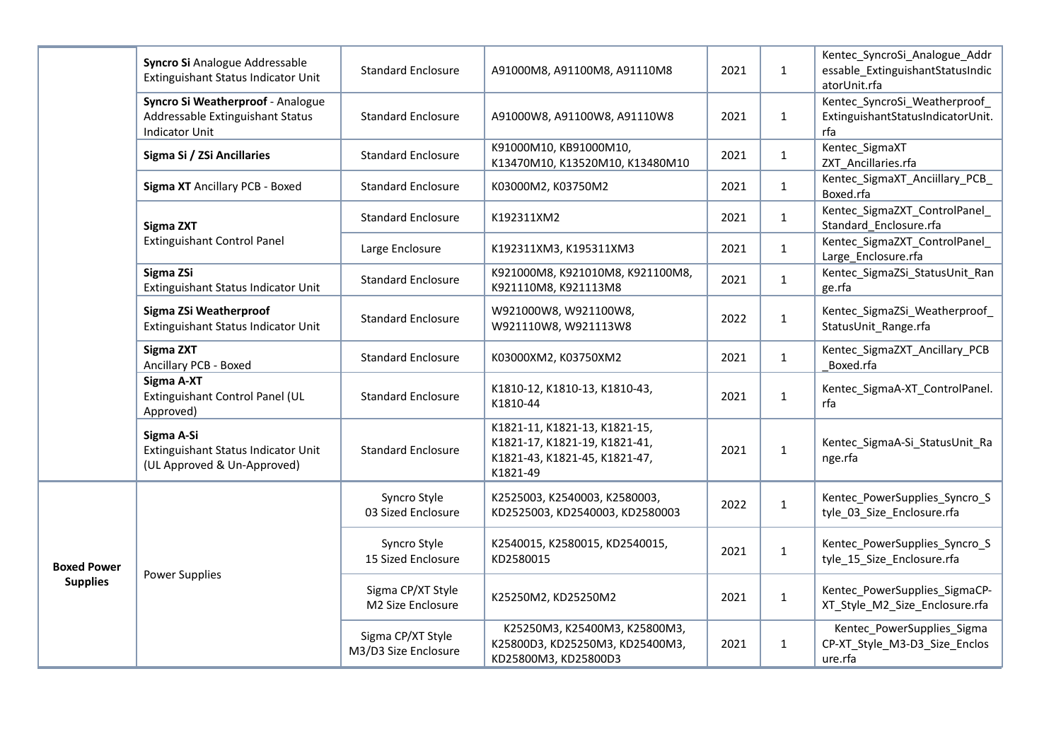| | | | | | | |
|---|---|---|---|---|---|---|
| | **Syncro Si** Analogue Addressable Extinguishant Status Indicator Unit | Standard Enclosure | A91000M8, A91100M8, A91110M8 | 2021 | 1 | Kentec_SyncroSi_Analogue_Addressable_ExtinguishantStatusIndicatorUnit.rfa |
| | **Syncro Si Weatherproof** - Analogue Addressable Extinguishant Status Indicator Unit | Standard Enclosure | A91000W8, A91100W8, A91110W8 | 2021 | 1 | Kentec_SyncroSi_Weatherproof_ExtinguishantStatusIndicatorUnit.rfa |
| | **Sigma Si / ZSi Ancillaries** | Standard Enclosure | K91000M10, KB91000M10, K13470M10, K13520M10, K13480M10 | 2021 | 1 | Kentec_SigmaXT ZXT_Ancillaries.rfa |
| | **Sigma XT** Ancillary PCB - Boxed | Standard Enclosure | K03000M2, K03750M2 | 2021 | 1 | Kentec_SigmaXT_Anciillary_PCB_Boxed.rfa |
| | **Sigma ZXT** Extinguishant Control Panel | Standard Enclosure | K192311XM2 | 2021 | 1 | Kentec_SigmaZXT_ControlPanel_Standard_Enclosure.rfa |
| | | Large Enclosure | K192311XM3, K195311XM3 | 2021 | 1 | Kentec_SigmaZXT_ControlPanel_Large_Enclosure.rfa |
| | **Sigma ZSi** Extinguishant Status Indicator Unit | Standard Enclosure | K921000M8, K921010M8, K921100M8, K921110M8, K921113M8 | 2021 | 1 | Kentec_SigmaZSi_StatusUnit_Range.rfa |
| | **Sigma ZSi Weatherproof** Extinguishant Status Indicator Unit | Standard Enclosure | W921000W8, W921100W8, W921110W8, W921113W8 | 2022 | 1 | Kentec_SigmaZSi_Weatherproof_StatusUnit_Range.rfa |
| | **Sigma ZXT** Ancillary PCB - Boxed | Standard Enclosure | K03000XM2, K03750XM2 | 2021 | 1 | Kentec_SigmaZXT_Ancillary_PCB_Boxed.rfa |
| | **Sigma A-XT** Extinguishant Control Panel (UL Approved) | Standard Enclosure | K1810-12, K1810-13, K1810-43, K1810-44 | 2021 | 1 | Kentec_SigmaA-XT_ControlPanel.rfa |
| | **Sigma A-Si** Extinguishant Status Indicator Unit (UL Approved & Un-Approved) | Standard Enclosure | K1821-11, K1821-13, K1821-15, K1821-17, K1821-19, K1821-41, K1821-43, K1821-45, K1821-47, K1821-49 | 2021 | 1 | Kentec_SigmaA-Si_StatusUnit_Range.rfa |
| **Boxed Power Supplies** | Power Supplies | Syncro Style 03 Sized Enclosure | K2525003, K2540003, K2580003, KD2525003, KD2540003, KD2580003 | 2022 | 1 | Kentec_PowerSupplies_Syncro_Style_03_Size_Enclosure.rfa |
| | | Syncro Style 15 Sized Enclosure | K2540015, K2580015, KD2540015, KD2580015 | 2021 | 1 | Kentec_PowerSupplies_Syncro_Style_15_Size_Enclosure.rfa |
| | | Sigma CP/XT Style M2 Size Enclosure | K25250M2, KD25250M2 | 2021 | 1 | Kentec_PowerSupplies_SigmaCP-XT_Style_M2_Size_Enclosure.rfa |
| | | Sigma CP/XT Style M3/D3 Size Enclosure | K25250M3, K25400M3, K25800M3, K25800D3, KD25250M3, KD25400M3, KD25800M3, KD25800D3 | 2021 | 1 | Kentec_PowerSupplies_SigmaCP-XT_Style_M3-D3_Size_Enclosure.rfa |